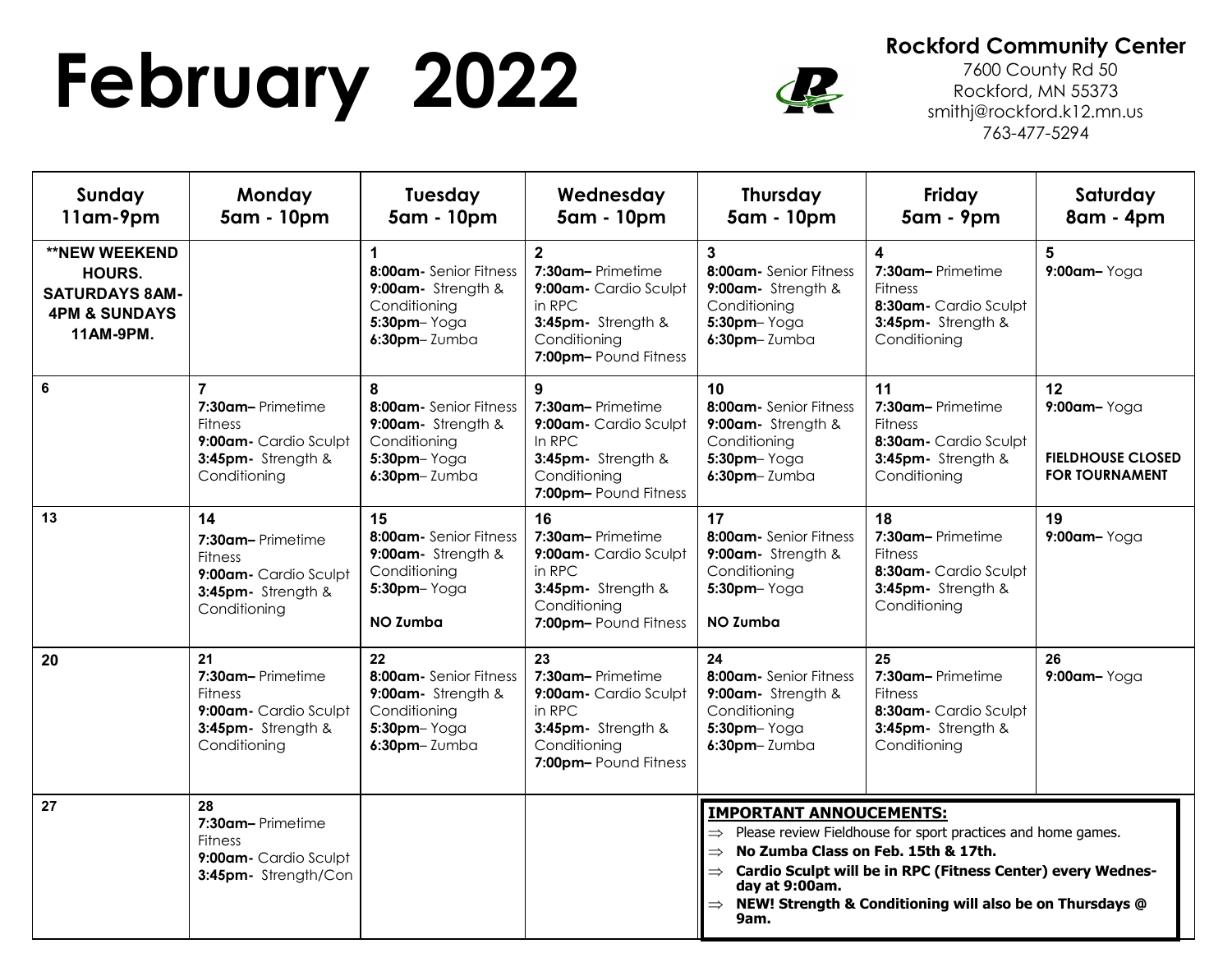# February 2022

**Rockford Community Center**
7600 County Rd 50
Rockford, MN 55373
smithj@rockford.k12.mn.us
763-477-5294

| Sunday 11am-9pm | Monday 5am - 10pm | Tuesday 5am - 10pm | Wednesday 5am - 10pm | Thursday 5am - 10pm | Friday 5am - 9pm | Saturday 8am - 4pm |
|---|---|---|---|---|---|---|
| **NEW WEEKEND HOURS. SATURDAYS 8AM-4PM & SUNDAYS 11AM-9PM.** | | **1** **8:00am-** Senior Fitness **9:00am-** Strength & Conditioning **5:30pm**– Yoga **6:30pm**– Zumba | **2** **7:30am–** Primetime **9:00am-** Cardio Sculpt in RPC **3:45pm-** Strength & Conditioning **7:00pm–** Pound Fitness | **3** **8:00am-** Senior Fitness **9:00am-** Strength & Conditioning **5:30pm**– Yoga **6:30pm**– Zumba | **4** **7:30am–** Primetime Fitness **8:30am-** Cardio Sculpt **3:45pm-** Strength & Conditioning | **5** **9:00am–** Yoga |
| **6** | **7** **7:30am–** Primetime Fitness **9:00am-** Cardio Sculpt **3:45pm-** Strength & Conditioning | **8** **8:00am-** Senior Fitness **9:00am-** Strength & Conditioning **5:30pm**– Yoga **6:30pm**– Zumba | **9** **7:30am–** Primetime **9:00am-** Cardio Sculpt In RPC **3:45pm-** Strength & Conditioning **7:00pm–** Pound Fitness | **10** **8:00am-** Senior Fitness **9:00am-** Strength & Conditioning **5:30pm**– Yoga **6:30pm**– Zumba | **11** **7:30am–** Primetime Fitness **8:30am-** Cardio Sculpt **3:45pm-** Strength & Conditioning | **12** **9:00am–** Yoga **FIELDHOUSE CLOSED FOR TOURNAMENT** |
| **13** | **14** **7:30am–** Primetime Fitness **9:00am-** Cardio Sculpt **3:45pm-** Strength & Conditioning | **15** **8:00am-** Senior Fitness **9:00am-** Strength & Conditioning **5:30pm**– Yoga **NO Zumba** | **16** **7:30am–** Primetime **9:00am-** Cardio Sculpt in RPC **3:45pm-** Strength & Conditioning **7:00pm–** Pound Fitness | **17** **8:00am-** Senior Fitness **9:00am-** Strength & Conditioning **5:30pm**– Yoga **NO Zumba** | **18** **7:30am–** Primetime Fitness **8:30am-** Cardio Sculpt **3:45pm-** Strength & Conditioning | **19** **9:00am–** Yoga |
| **20** | **21** **7:30am–** Primetime Fitness **9:00am-** Cardio Sculpt **3:45pm-** Strength & Conditioning | **22** **8:00am-** Senior Fitness **9:00am-** Strength & Conditioning **5:30pm**– Yoga **6:30pm**– Zumba | **23** **7:30am–** Primetime **9:00am-** Cardio Sculpt in RPC **3:45pm-** Strength & Conditioning **7:00pm–** Pound Fitness | **24** **8:00am-** Senior Fitness **9:00am-** Strength & Conditioning **5:30pm**– Yoga **6:30pm**– Zumba | **25** **7:30am–** Primetime Fitness **8:30am-** Cardio Sculpt **3:45pm-** Strength & Conditioning | **26** **9:00am–** Yoga |
| **27** | **28** **7:30am–** Primetime Fitness **9:00am-** Cardio Sculpt **3:45pm-** Strength/Con | | | | | |

**IMPORTANT ANNOUCEMENTS:**

- ⇒ Please review Fieldhouse for sport practices and home games.
- ⇒ **No Zumba Class on Feb. 15th & 17th.**
- ⇒ **Cardio Sculpt will be in RPC (Fitness Center) every Wednesday at 9:00am.**
- ⇒ **NEW! Strength & Conditioning will also be on Thursdays @ 9am.**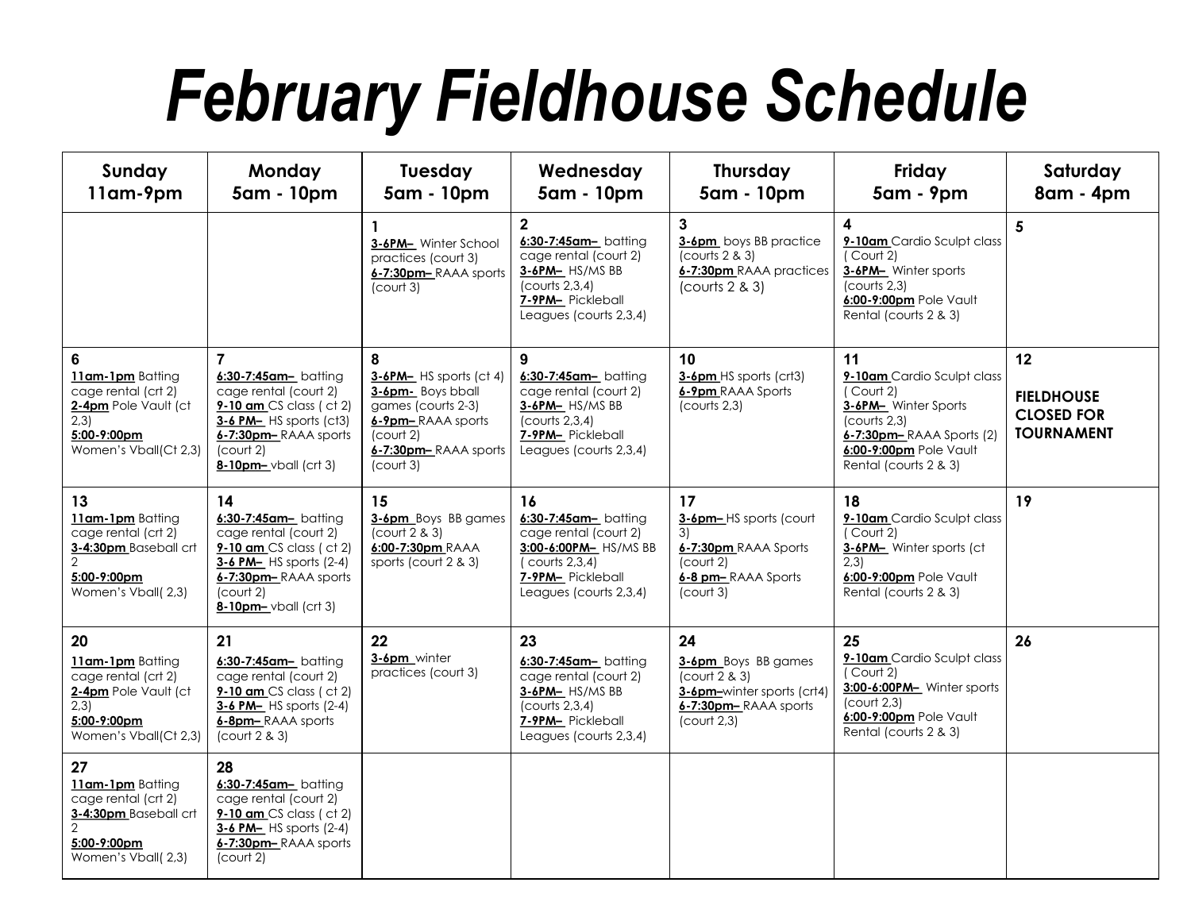# February Fieldhouse Schedule

| Sunday 11am-9pm | Monday 5am - 10pm | Tuesday 5am - 10pm | Wednesday 5am - 10pm | Thursday 5am - 10pm | Friday 5am - 9pm | Saturday 8am - 4pm |
|---|---|---|---|---|---|---|
| | | **1** <br> **3-6PM–** Winter School practices (court 3) <br> **6-7:30pm–** RAAA sports (court 3) | **2** <br> **6:30-7:45am–** batting cage rental (court 2) <br> **3-6PM–** HS/MS BB (courts 2,3,4) <br> **7-9PM–** Pickleball Leagues (courts 2,3,4) | **3** <br> **3-6pm** boys BB practice (courts 2 & 3) <br> **6-7:30pm** RAAA practices (courts 2 & 3) | **4** <br> **9-10am** Cardio Sculpt class ( Court 2) <br> **3-6PM–** Winter sports (courts 2,3) <br> **6:00-9:00pm** Pole Vault Rental (courts 2 & 3) | **5** |
| **6** <br> **11am-1pm** Batting cage rental (crt 2) <br> **2-4pm** Pole Vault (ct 2,3) <br> **5:00-9:00pm** Women's Vball(Ct 2,3) | **7** <br> **6:30-7:45am–** batting cage rental (court 2) <br> **9-10 am** CS class ( ct 2) <br> **3-6 PM–** HS sports (ct3) <br> **6-7:30pm–** RAAA sports (court 2) <br> **8-10pm–** vball (crt 3) | **8** <br> **3-6PM–** HS sports (ct 4) <br> **3-6pm-** Boys bball games (courts 2-3) <br> **6-9pm–** RAAA sports (court 2) <br> **6-7:30pm–** RAAA sports (court 3) | **9** <br> **6:30-7:45am–** batting cage rental (court 2) <br> **3-6PM–** HS/MS BB (courts 2,3,4) <br> **7-9PM–** Pickleball Leagues (courts 2,3,4) | **10** <br> **3-6pm** HS sports (crt3) <br> **6-9pm** RAAA Sports (courts 2,3) | **11** <br> **9-10am** Cardio Sculpt class ( Court 2) <br> **3-6PM–** Winter Sports (courts 2,3) <br> **6-7:30pm–** RAAA Sports (2) <br> **6:00-9:00pm** Pole Vault Rental (courts 2 & 3) | **12** <br> **FIELDHOUSE CLOSED FOR TOURNAMENT** |
| **13** <br> **11am-1pm** Batting cage rental (crt 2) <br> **3-4:30pm** Baseball crt 2 <br> **5:00-9:00pm** Women's Vball( 2,3) | **14** <br> **6:30-7:45am–** batting cage rental (court 2) <br> **9-10 am** CS class ( ct 2) <br> **3-6 PM–** HS sports (2-4) <br> **6-7:30pm–** RAAA sports (court 2) <br> **8-10pm–** vball (crt 3) | **15** <br> **3-6pm** Boys BB games (court 2 & 3) <br> **6:00-7:30pm** RAAA sports (court 2 & 3) | **16** <br> **6:30-7:45am–** batting cage rental (court 2) <br> **3:00-6:00PM–** HS/MS BB ( courts 2,3,4) <br> **7-9PM–** Pickleball Leagues (courts 2,3,4) | **17** <br> **3-6pm–** HS sports (court 3) <br> **6-7:30pm** RAAA Sports (court 2) <br> **6-8 pm–** RAAA Sports (court 3) | **18** <br> **9-10am** Cardio Sculpt class ( Court 2) <br> **3-6PM–** Winter sports (ct 2,3) <br> **6:00-9:00pm** Pole Vault Rental (courts 2 & 3) | **19** |
| **20** <br> **11am-1pm** Batting cage rental (crt 2) <br> **2-4pm** Pole Vault (ct 2,3) <br> **5:00-9:00pm** Women's Vball(Ct 2,3) | **21** <br> **6:30-7:45am–** batting cage rental (court 2) <br> **9-10 am** CS class ( ct 2) <br> **3-6 PM–** HS sports (2-4) <br> **6-8pm–** RAAA sports (court 2 & 3) | **22** <br> **3-6pm** winter practices (court 3) | **23** <br> **6:30-7:45am–** batting cage rental (court 2) <br> **3-6PM–** HS/MS BB (courts 2,3,4) <br> **7-9PM–** Pickleball Leagues (courts 2,3,4) | **24** <br> **3-6pm** Boys BB games (court 2 & 3) <br> **3-6pm–**winter sports (crt4) <br> **6-7:30pm–** RAAA sports (court 2,3) | **25** <br> **9-10am** Cardio Sculpt class ( Court 2) <br> **3:00-6:00PM–** Winter sports (court 2,3) <br> **6:00-9:00pm** Pole Vault Rental (courts 2 & 3) | **26** |
| **27** <br> **11am-1pm** Batting cage rental (crt 2) <br> **3-4:30pm** Baseball crt 2 <br> **5:00-9:00pm** Women's Vball( 2,3) | **28** <br> **6:30-7:45am–** batting cage rental (court 2) <br> **9-10 am** CS class ( ct 2) <br> **3-6 PM–** HS sports (2-4) <br> **6-7:30pm–** RAAA sports (court 2) | | | | | |